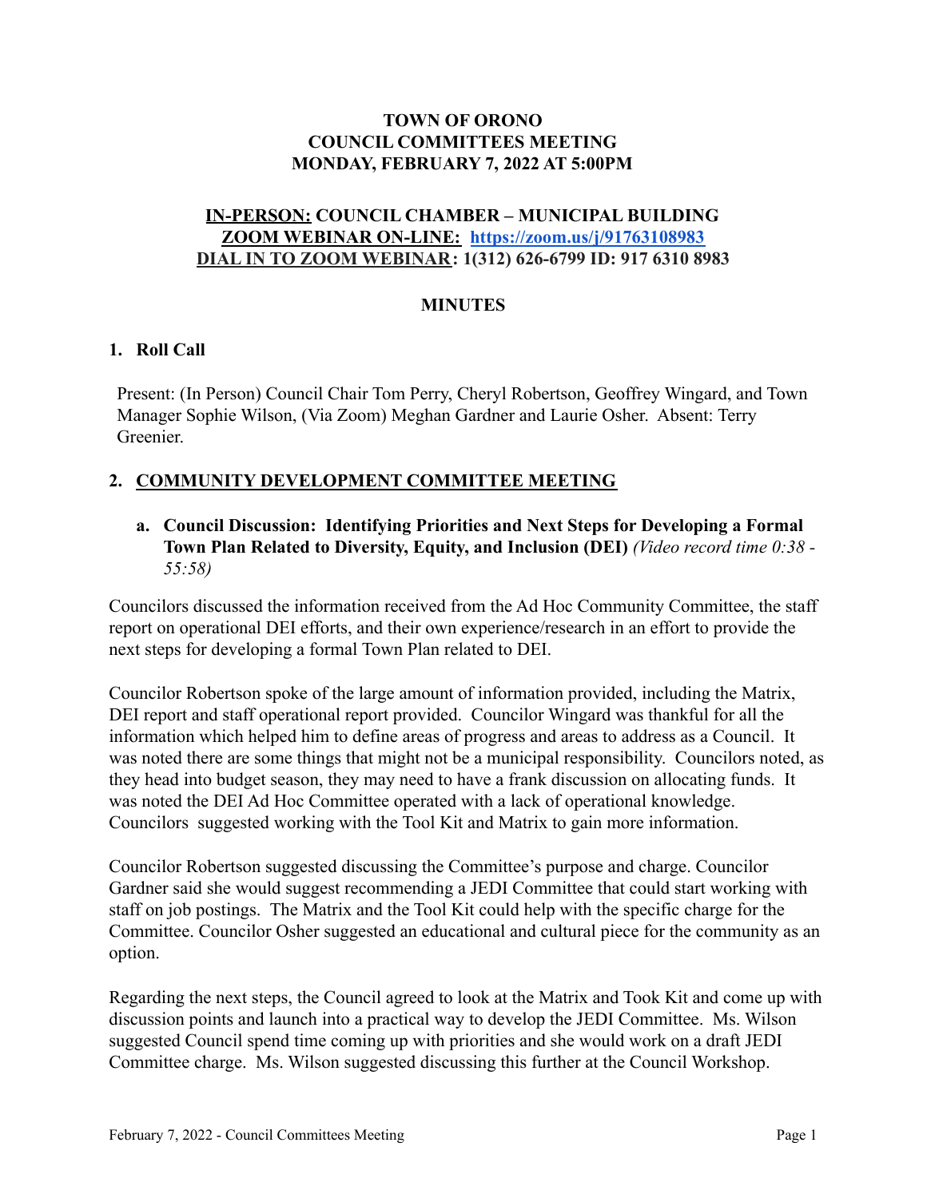**TOWN OF ORONO**
**COUNCIL COMMITTEES MEETING**
**MONDAY, FEBRUARY 7, 2022 AT 5:00PM**

**IN-PERSON: COUNCIL CHAMBER – MUNICIPAL BUILDING**
**ZOOM WEBINAR ON-LINE: https://zoom.us/j/91763108983**
**DIAL IN TO ZOOM WEBINAR: 1(312) 626-6799 ID: 917 6310 8983**

**MINUTES**

## 1. Roll Call

Present: (In Person) Council Chair Tom Perry, Cheryl Robertson, Geoffrey Wingard, and Town Manager Sophie Wilson, (Via Zoom) Meghan Gardner and Laurie Osher. Absent: Terry Greenier.

## 2. COMMUNITY DEVELOPMENT COMMITTEE MEETING

**a. Council Discussion: Identifying Priorities and Next Steps for Developing a Formal Town Plan Related to Diversity, Equity, and Inclusion (DEI)** *(Video record time 0:38 - 55:58)*

Councilors discussed the information received from the Ad Hoc Community Committee, the staff report on operational DEI efforts, and their own experience/research in an effort to provide the next steps for developing a formal Town Plan related to DEI.

Councilor Robertson spoke of the large amount of information provided, including the Matrix, DEI report and staff operational report provided. Councilor Wingard was thankful for all the information which helped him to define areas of progress and areas to address as a Council. It was noted there are some things that might not be a municipal responsibility. Councilors noted, as they head into budget season, they may need to have a frank discussion on allocating funds. It was noted the DEI Ad Hoc Committee operated with a lack of operational knowledge. Councilors suggested working with the Tool Kit and Matrix to gain more information.

Councilor Robertson suggested discussing the Committee's purpose and charge. Councilor Gardner said she would suggest recommending a JEDI Committee that could start working with staff on job postings. The Matrix and the Tool Kit could help with the specific charge for the Committee. Councilor Osher suggested an educational and cultural piece for the community as an option.

Regarding the next steps, the Council agreed to look at the Matrix and Took Kit and come up with discussion points and launch into a practical way to develop the JEDI Committee. Ms. Wilson suggested Council spend time coming up with priorities and she would work on a draft JEDI Committee charge. Ms. Wilson suggested discussing this further at the Council Workshop.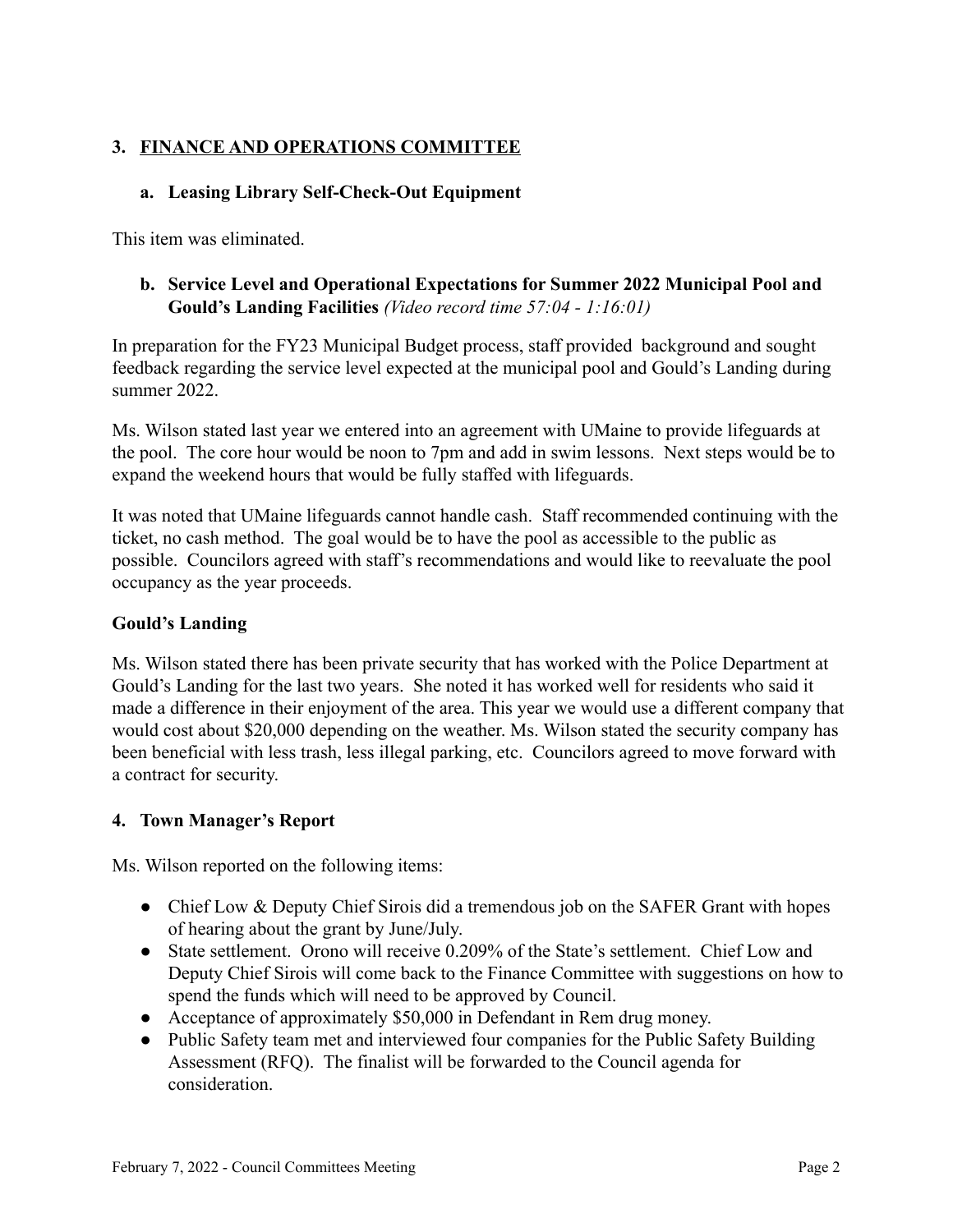## 3. FINANCE AND OPERATIONS COMMITTEE

### a. Leasing Library Self-Check-Out Equipment

This item was eliminated.

### b. Service Level and Operational Expectations for Summer 2022 Municipal Pool and Gould's Landing Facilities *(Video record time 57:04 - 1:16:01)*

In preparation for the FY23 Municipal Budget process, staff provided background and sought feedback regarding the service level expected at the municipal pool and Gould's Landing during summer 2022.

Ms. Wilson stated last year we entered into an agreement with UMaine to provide lifeguards at the pool. The core hour would be noon to 7pm and add in swim lessons. Next steps would be to expand the weekend hours that would be fully staffed with lifeguards.

It was noted that UMaine lifeguards cannot handle cash. Staff recommended continuing with the ticket, no cash method. The goal would be to have the pool as accessible to the public as possible. Councilors agreed with staff's recommendations and would like to reevaluate the pool occupancy as the year proceeds.

### Gould's Landing

Ms. Wilson stated there has been private security that has worked with the Police Department at Gould's Landing for the last two years. She noted it has worked well for residents who said it made a difference in their enjoyment of the area. This year we would use a different company that would cost about $20,000 depending on the weather. Ms. Wilson stated the security company has been beneficial with less trash, less illegal parking, etc. Councilors agreed to move forward with a contract for security.

## 4. Town Manager's Report

Ms. Wilson reported on the following items:

- Chief Low & Deputy Chief Sirois did a tremendous job on the SAFER Grant with hopes of hearing about the grant by June/July.
- State settlement. Orono will receive 0.209% of the State's settlement. Chief Low and Deputy Chief Sirois will come back to the Finance Committee with suggestions on how to spend the funds which will need to be approved by Council.
- Acceptance of approximately $50,000 in Defendant in Rem drug money.
- Public Safety team met and interviewed four companies for the Public Safety Building Assessment (RFQ). The finalist will be forwarded to the Council agenda for consideration.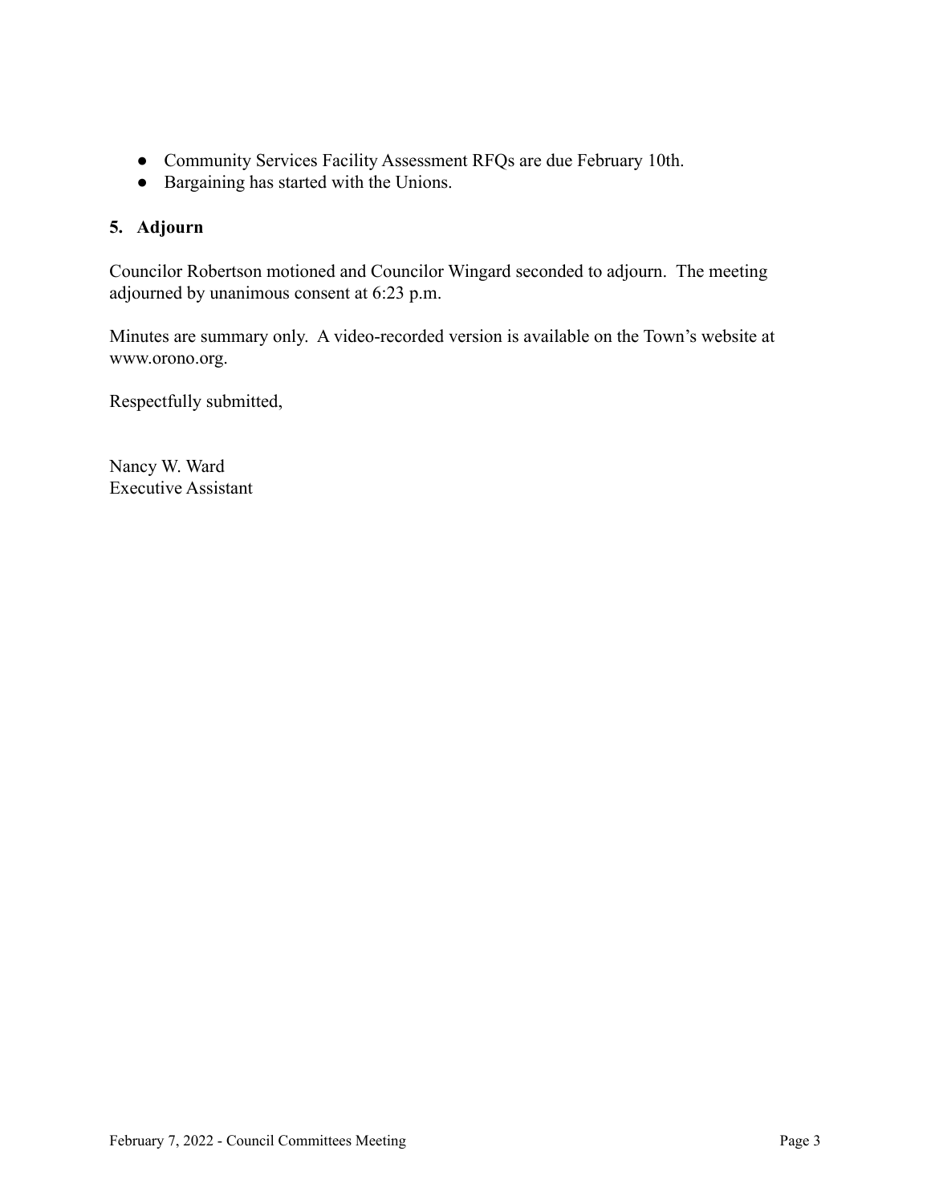- Community Services Facility Assessment RFQs are due February 10th.
- Bargaining has started with the Unions.

**5. Adjourn**

Councilor Robertson motioned and Councilor Wingard seconded to adjourn. The meeting adjourned by unanimous consent at 6:23 p.m.

Minutes are summary only. A video-recorded version is available on the Town's website at www.orono.org.

Respectfully submitted,

Nancy W. Ward
Executive Assistant